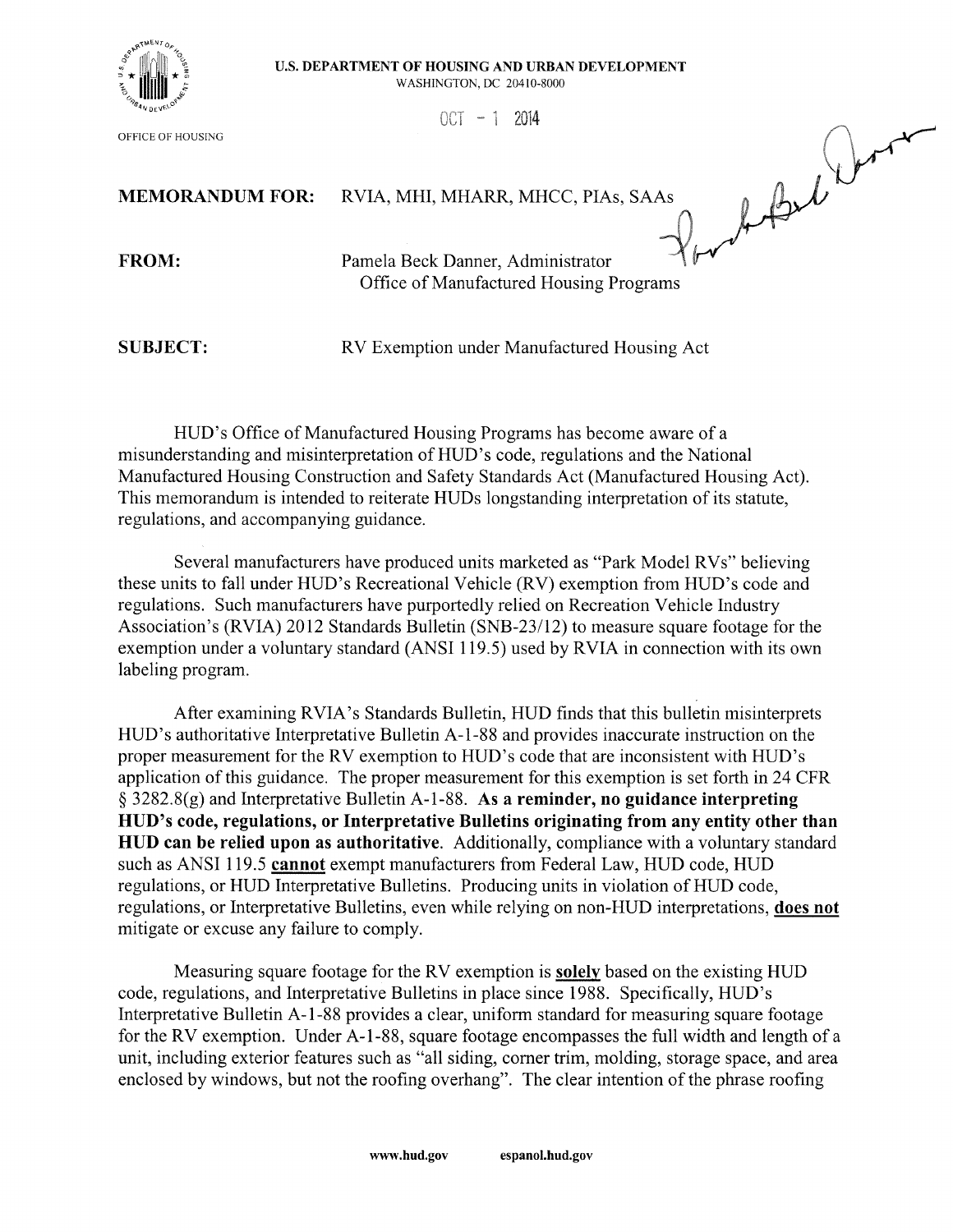U.S. DEPARTMENT OF HOUSING AND URBAN DEVELOPMENT
WASHINGTON, DC 20410-8000

OFFICE OF HOUSING

OCT - 1 2014

**MEMORANDUM FOR:** RVIA, MHI, MHARR, MHCC, PIAs, SAAs

**FROM:** Pamela Beck Danner, Administrator
Office of Manufactured Housing Programs

**SUBJECT:** RV Exemption under Manufactured Housing Act

HUD's Office of Manufactured Housing Programs has become aware of a misunderstanding and misinterpretation of HUD's code, regulations and the National Manufactured Housing Construction and Safety Standards Act (Manufactured Housing Act). This memorandum is intended to reiterate HUDs longstanding interpretation of its statute, regulations, and accompanying guidance.

Several manufacturers have produced units marketed as "Park Model RVs" believing these units to fall under HUD's Recreational Vehicle (RV) exemption from HUD's code and regulations. Such manufacturers have purportedly relied on Recreation Vehicle Industry Association's (RVIA) 2012 Standards Bulletin (SNB-23/12) to measure square footage for the exemption under a voluntary standard (ANSI 119.5) used by RVIA in connection with its own labeling program.

After examining RVIA's Standards Bulletin, HUD finds that this bulletin misinterprets HUD's authoritative Interpretative Bulletin A-1-88 and provides inaccurate instruction on the proper measurement for the RV exemption to HUD's code that are inconsistent with HUD's application of this guidance. The proper measurement for this exemption is set forth in 24 CFR § 3282.8(g) and Interpretative Bulletin A-1-88. **As a reminder, no guidance interpreting HUD's code, regulations, or Interpretative Bulletins originating from any entity other than HUD can be relied upon as authoritative**. Additionally, compliance with a voluntary standard such as ANSI 119.5 **cannot** exempt manufacturers from Federal Law, HUD code, HUD regulations, or HUD Interpretative Bulletins. Producing units in violation of HUD code, regulations, or Interpretative Bulletins, even while relying on non-HUD interpretations, **does not** mitigate or excuse any failure to comply.

Measuring square footage for the RV exemption is **solely** based on the existing HUD code, regulations, and Interpretative Bulletins in place since 1988. Specifically, HUD's Interpretative Bulletin A-1-88 provides a clear, uniform standard for measuring square footage for the RV exemption. Under A-1-88, square footage encompasses the full width and length of a unit, including exterior features such as "all siding, corner trim, molding, storage space, and area enclosed by windows, but not the roofing overhang". The clear intention of the phrase roofing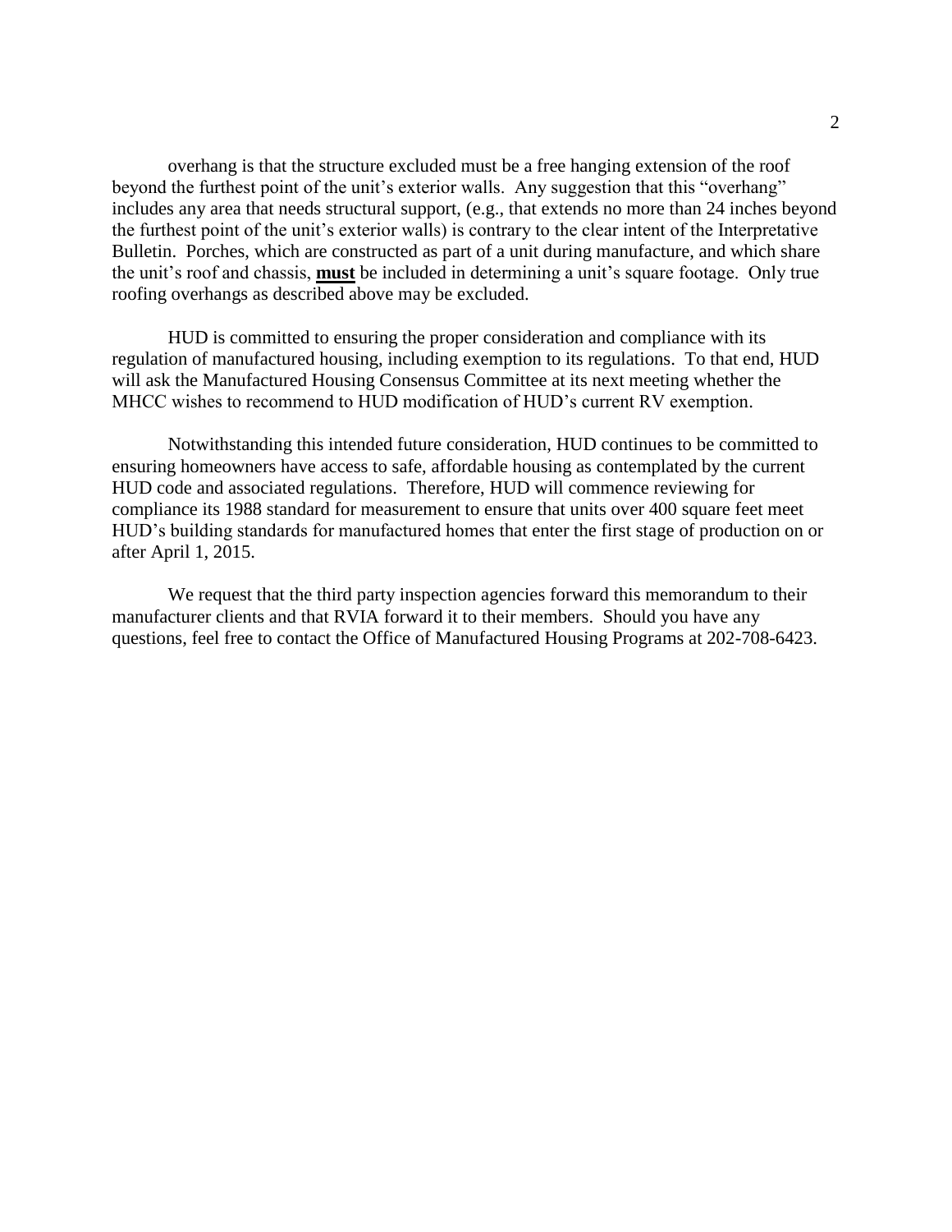overhang is that the structure excluded must be a free hanging extension of the roof beyond the furthest point of the unit's exterior walls. Any suggestion that this "overhang" includes any area that needs structural support, (e.g., that extends no more than 24 inches beyond the furthest point of the unit's exterior walls) is contrary to the clear intent of the Interpretative Bulletin. Porches, which are constructed as part of a unit during manufacture, and which share the unit's roof and chassis, **must** be included in determining a unit's square footage. Only true roofing overhangs as described above may be excluded.

HUD is committed to ensuring the proper consideration and compliance with its regulation of manufactured housing, including exemption to its regulations. To that end, HUD will ask the Manufactured Housing Consensus Committee at its next meeting whether the MHCC wishes to recommend to HUD modification of HUD's current RV exemption.

Notwithstanding this intended future consideration, HUD continues to be committed to ensuring homeowners have access to safe, affordable housing as contemplated by the current HUD code and associated regulations. Therefore, HUD will commence reviewing for compliance its 1988 standard for measurement to ensure that units over 400 square feet meet HUD's building standards for manufactured homes that enter the first stage of production on or after April 1, 2015.

We request that the third party inspection agencies forward this memorandum to their manufacturer clients and that RVIA forward it to their members. Should you have any questions, feel free to contact the Office of Manufactured Housing Programs at 202-708-6423.